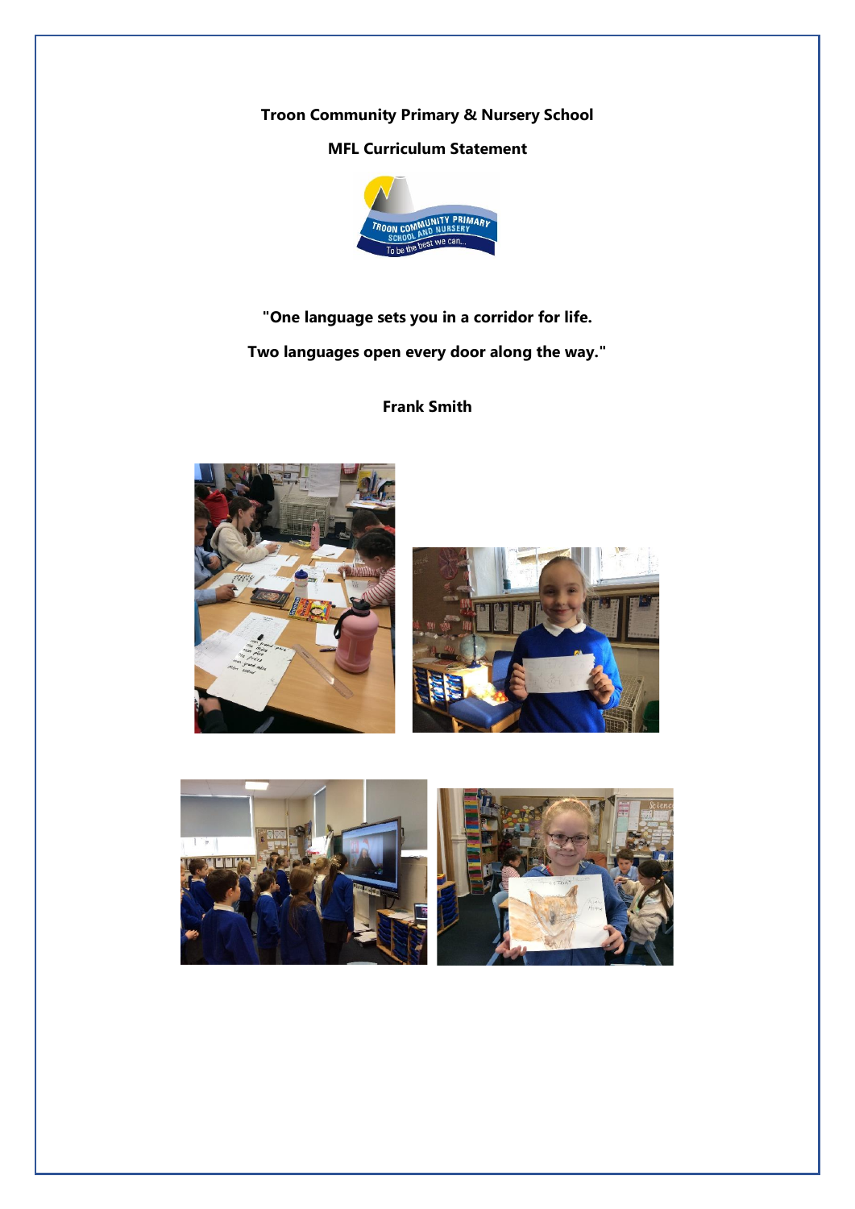**Troon Community Primary & Nursery School**

**MFL Curriculum Statement**

**"One language sets you in a corridor for life.**

**Two languages open every door along the way."**

**Frank Smith**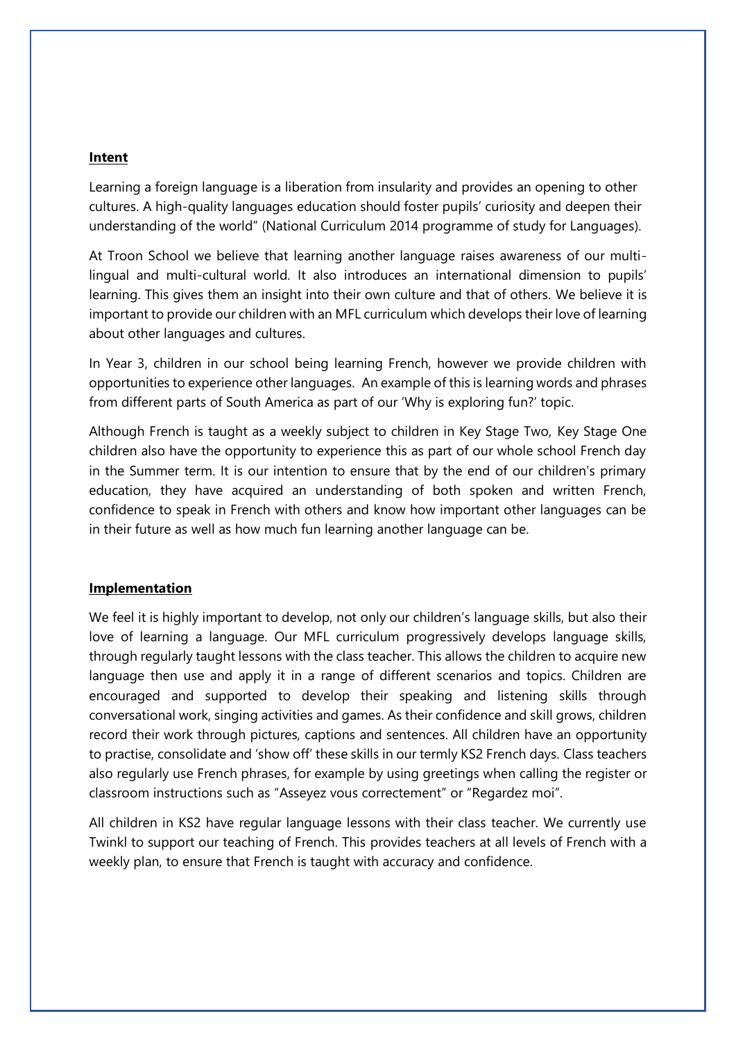**Intent**

Learning a foreign language is a liberation from insularity and provides an opening to other cultures. A high-quality languages education should foster pupils' curiosity and deepen their understanding of the world" (National Curriculum 2014 programme of study for Languages).

At Troon School we believe that learning another language raises awareness of our multi-lingual and multi-cultural world. It also introduces an international dimension to pupils' learning. This gives them an insight into their own culture and that of others. We believe it is important to provide our children with an MFL curriculum which develops their love of learning about other languages and cultures.

In Year 3, children in our school being learning French, however we provide children with opportunities to experience other languages. An example of this is learning words and phrases from different parts of South America as part of our 'Why is exploring fun?' topic.

Although French is taught as a weekly subject to children in Key Stage Two, Key Stage One children also have the opportunity to experience this as part of our whole school French day in the Summer term. It is our intention to ensure that by the end of our children's primary education, they have acquired an understanding of both spoken and written French, confidence to speak in French with others and know how important other languages can be in their future as well as how much fun learning another language can be.

**Implementation**

We feel it is highly important to develop, not only our children's language skills, but also their love of learning a language. Our MFL curriculum progressively develops language skills, through regularly taught lessons with the class teacher. This allows the children to acquire new language then use and apply it in a range of different scenarios and topics. Children are encouraged and supported to develop their speaking and listening skills through conversational work, singing activities and games. As their confidence and skill grows, children record their work through pictures, captions and sentences. All children have an opportunity to practise, consolidate and 'show off' these skills in our termly KS2 French days. Class teachers also regularly use French phrases, for example by using greetings when calling the register or classroom instructions such as "Asseyez vous correctement" or "Regardez moi".

All children in KS2 have regular language lessons with their class teacher. We currently use Twinkl to support our teaching of French. This provides teachers at all levels of French with a weekly plan, to ensure that French is taught with accuracy and confidence.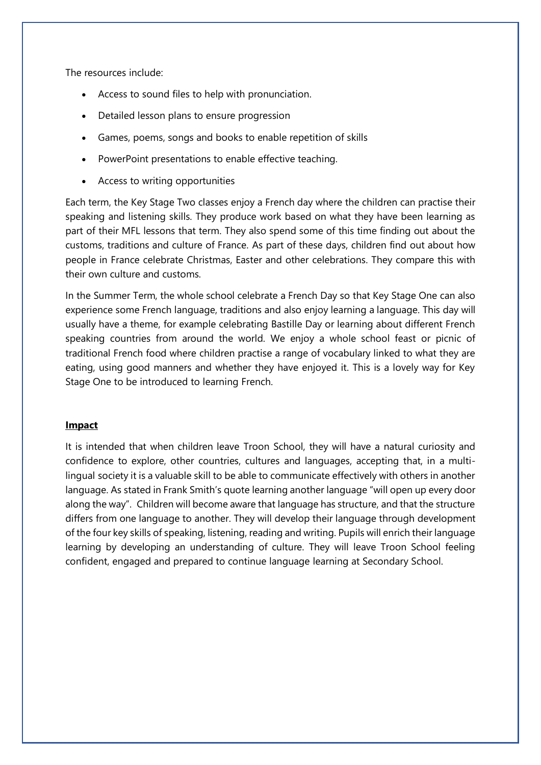The resources include:

- Access to sound files to help with pronunciation.
- Detailed lesson plans to ensure progression
- Games, poems, songs and books to enable repetition of skills
- PowerPoint presentations to enable effective teaching.
- Access to writing opportunities

Each term, the Key Stage Two classes enjoy a French day where the children can practise their speaking and listening skills. They produce work based on what they have been learning as part of their MFL lessons that term. They also spend some of this time finding out about the customs, traditions and culture of France. As part of these days, children find out about how people in France celebrate Christmas, Easter and other celebrations. They compare this with their own culture and customs.

In the Summer Term, the whole school celebrate a French Day so that Key Stage One can also experience some French language, traditions and also enjoy learning a language. This day will usually have a theme, for example celebrating Bastille Day or learning about different French speaking countries from around the world. We enjoy a whole school feast or picnic of traditional French food where children practise a range of vocabulary linked to what they are eating, using good manners and whether they have enjoyed it. This is a lovely way for Key Stage One to be introduced to learning French.

**<u>Impact</u>**

It is intended that when children leave Troon School, they will have a natural curiosity and confidence to explore, other countries, cultures and languages, accepting that, in a multi-lingual society it is a valuable skill to be able to communicate effectively with others in another language. As stated in Frank Smith's quote learning another language "will open up every door along the way". Children will become aware that language has structure, and that the structure differs from one language to another. They will develop their language through development of the four key skills of speaking, listening, reading and writing. Pupils will enrich their language learning by developing an understanding of culture. They will leave Troon School feeling confident, engaged and prepared to continue language learning at Secondary School.